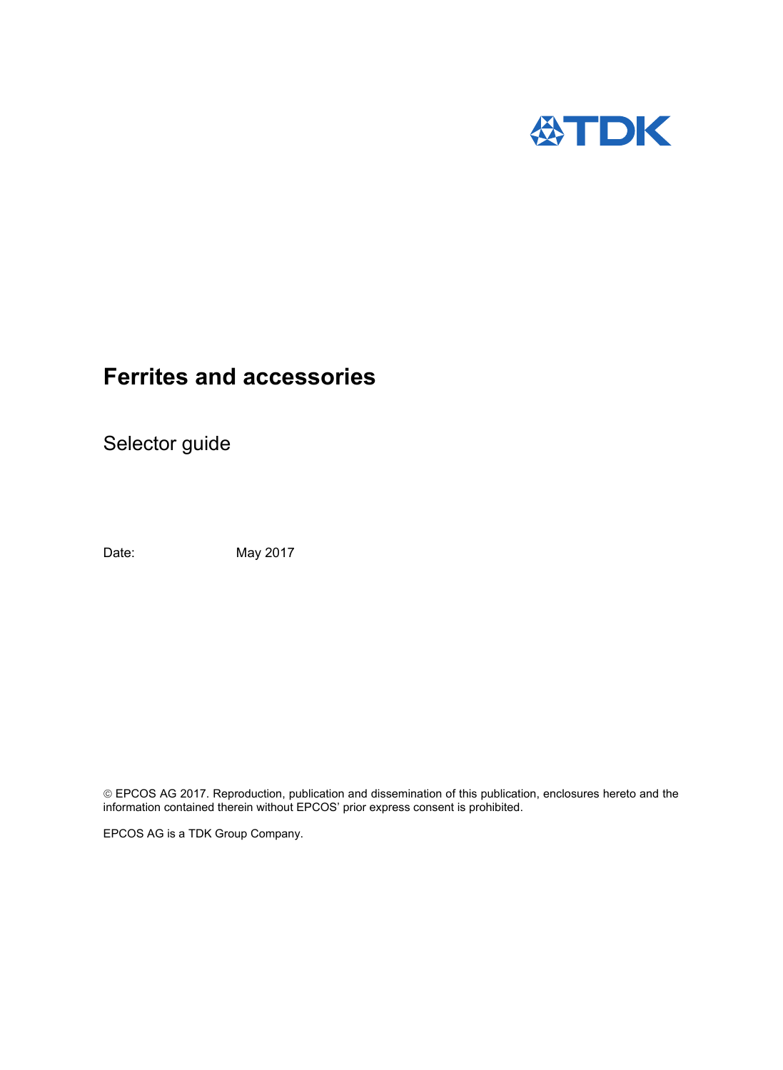TDK

# Ferrites and accessories

## Selector guide

Date: May 2017

© EPCOS AG 2017. Reproduction, publication and dissemination of this publication, enclosures hereto and the information contained therein without EPCOS' prior express consent is prohibited.

EPCOS AG is a TDK Group Company.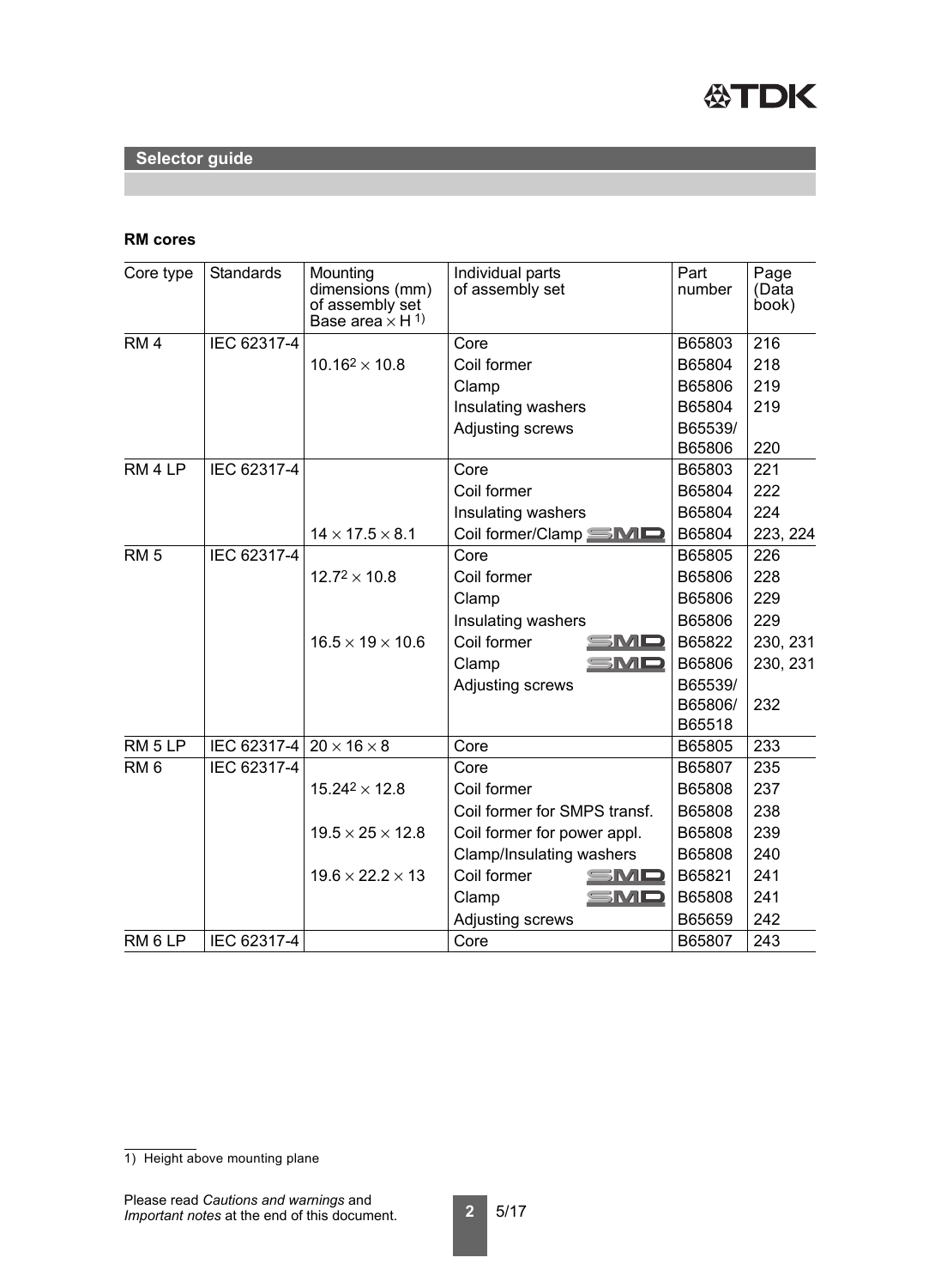## Selector guide

### RM cores

| Core type | Standards | Mounting dimensions (mm) of assembly set Base area × H 1) | Individual parts of assembly set | Part number | Page (Data book) |
|---|---|---|---|---|---|
| RM 4 | IEC 62317-4 | | Core | B65803 | 216 |
| | | $10.16^2 \times 10.8$ | Coil former | B65804 | 218 |
| | | | Clamp | B65806 | 219 |
| | | | Insulating washers | B65804 | 219 |
| | | | Adjusting screws | B65539/ B65806 | 220 |
| RM 4 LP | IEC 62317-4 | | Core | B65803 | 221 |
| | | | Coil former | B65804 | 222 |
| | | | Insulating washers | B65804 | 224 |
| | | $14 \times 17.5 \times 8.1$ | Coil former/Clamp SMD | B65804 | 223, 224 |
| RM 5 | IEC 62317-4 | | Core | B65805 | 226 |
| | | $12.7^2 \times 10.8$ | Coil former | B65806 | 228 |
| | | | Clamp | B65806 | 229 |
| | | | Insulating washers | B65806 | 229 |
| | | $16.5 \times 19 \times 10.6$ | Coil former SMD | B65822 | 230, 231 |
| | | | Clamp SMD | B65806 | 230, 231 |
| | | | Adjusting screws | B65539/ B65806/ B65518 | 232 |
| RM 5 LP | IEC 62317-4 | $20 \times 16 \times 8$ | Core | B65805 | 233 |
| RM 6 | IEC 62317-4 | | Core | B65807 | 235 |
| | | $15.24^2 \times 12.8$ | Coil former | B65808 | 237 |
| | | | Coil former for SMPS transf. | B65808 | 238 |
| | | $19.5 \times 25 \times 12.8$ | Coil former for power appl. | B65808 | 239 |
| | | | Clamp/Insulating washers | B65808 | 240 |
| | | $19.6 \times 22.2 \times 13$ | Coil former SMD | B65821 | 241 |
| | | | Clamp SMD | B65808 | 241 |
| | | | Adjusting screws | B65659 | 242 |
| RM 6 LP | IEC 62317-4 | | Core | B65807 | 243 |

1) Height above mounting plane

Please read *Cautions and warnings* and *Important notes* at the end of this document.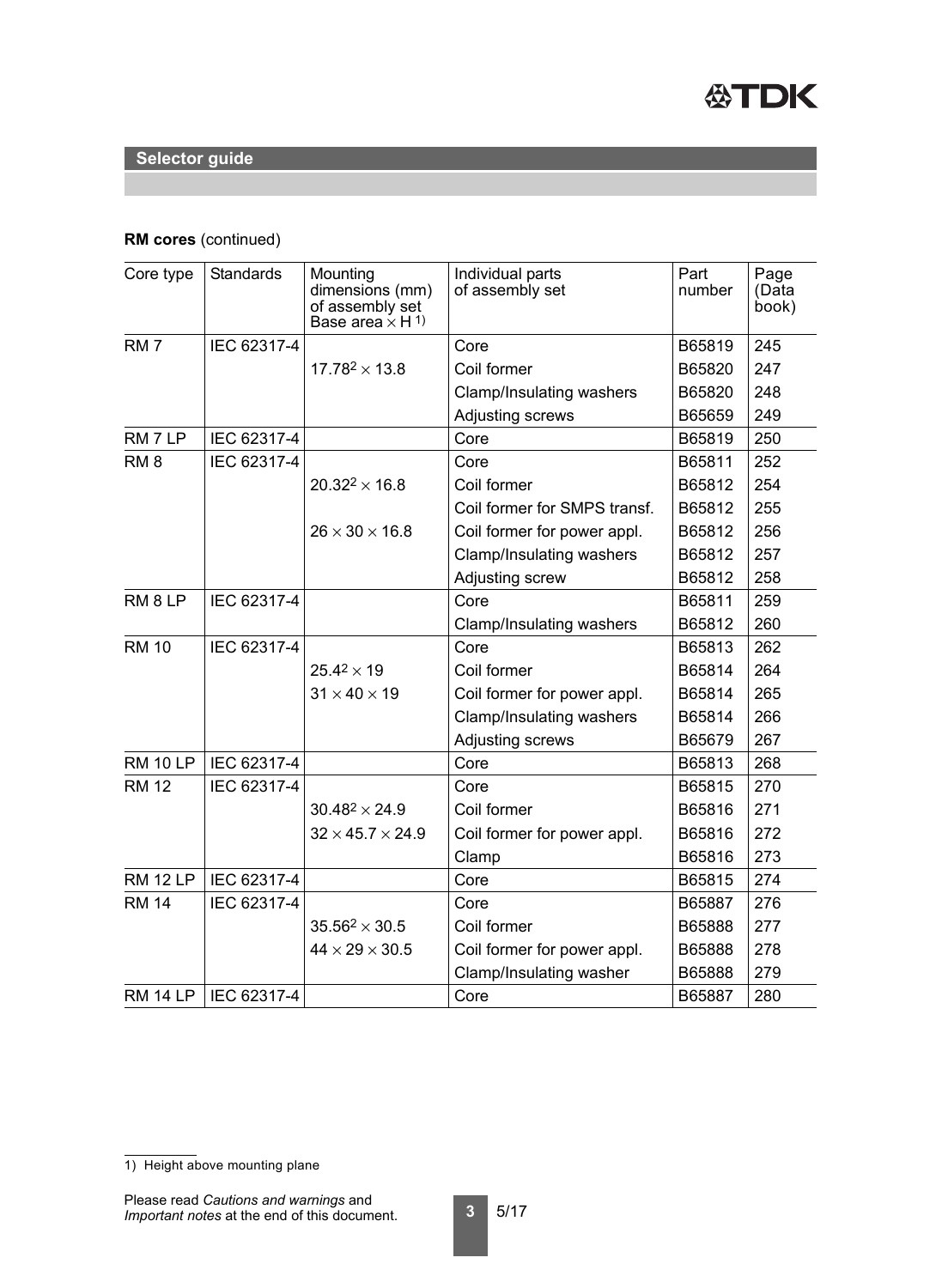## Selector guide

**RM cores** (continued)

| Core type | Standards | Mounting dimensions (mm) of assembly set Base area × H [1)] | Individual parts of assembly set | Part number | Page (Data book) |
|---|---|---|---|---|---|
| RM 7 | IEC 62317-4 | | Core | B65819 | 245 |
| | | $17.78^2 \times 13.8$ | Coil former | B65820 | 247 |
| | | | Clamp/Insulating washers | B65820 | 248 |
| | | | Adjusting screws | B65659 | 249 |
| RM 7 LP | IEC 62317-4 | | Core | B65819 | 250 |
| RM 8 | IEC 62317-4 | | Core | B65811 | 252 |
| | | $20.32^2 \times 16.8$ | Coil former | B65812 | 254 |
| | | | Coil former for SMPS transf. | B65812 | 255 |
| | | $26 \times 30 \times 16.8$ | Coil former for power appl. | B65812 | 256 |
| | | | Clamp/Insulating washers | B65812 | 257 |
| | | | Adjusting screw | B65812 | 258 |
| RM 8 LP | IEC 62317-4 | | Core | B65811 | 259 |
| | | | Clamp/Insulating washers | B65812 | 260 |
| RM 10 | IEC 62317-4 | | Core | B65813 | 262 |
| | | $25.4^2 \times 19$ | Coil former | B65814 | 264 |
| | | $31 \times 40 \times 19$ | Coil former for power appl. | B65814 | 265 |
| | | | Clamp/Insulating washers | B65814 | 266 |
| | | | Adjusting screws | B65679 | 267 |
| RM 10 LP | IEC 62317-4 | | Core | B65813 | 268 |
| RM 12 | IEC 62317-4 | | Core | B65815 | 270 |
| | | $30.48^2 \times 24.9$ | Coil former | B65816 | 271 |
| | | $32 \times 45.7 \times 24.9$ | Coil former for power appl. | B65816 | 272 |
| | | | Clamp | B65816 | 273 |
| RM 12 LP | IEC 62317-4 | | Core | B65815 | 274 |
| RM 14 | IEC 62317-4 | | Core | B65887 | 276 |
| | | $35.56^2 \times 30.5$ | Coil former | B65888 | 277 |
| | | $44 \times 29 \times 30.5$ | Coil former for power appl. | B65888 | 278 |
| | | | Clamp/Insulating washer | B65888 | 279 |
| RM 14 LP | IEC 62317-4 | | Core | B65887 | 280 |

1) Height above mounting plane

Please read *Cautions and warnings* and *Important notes* at the end of this document.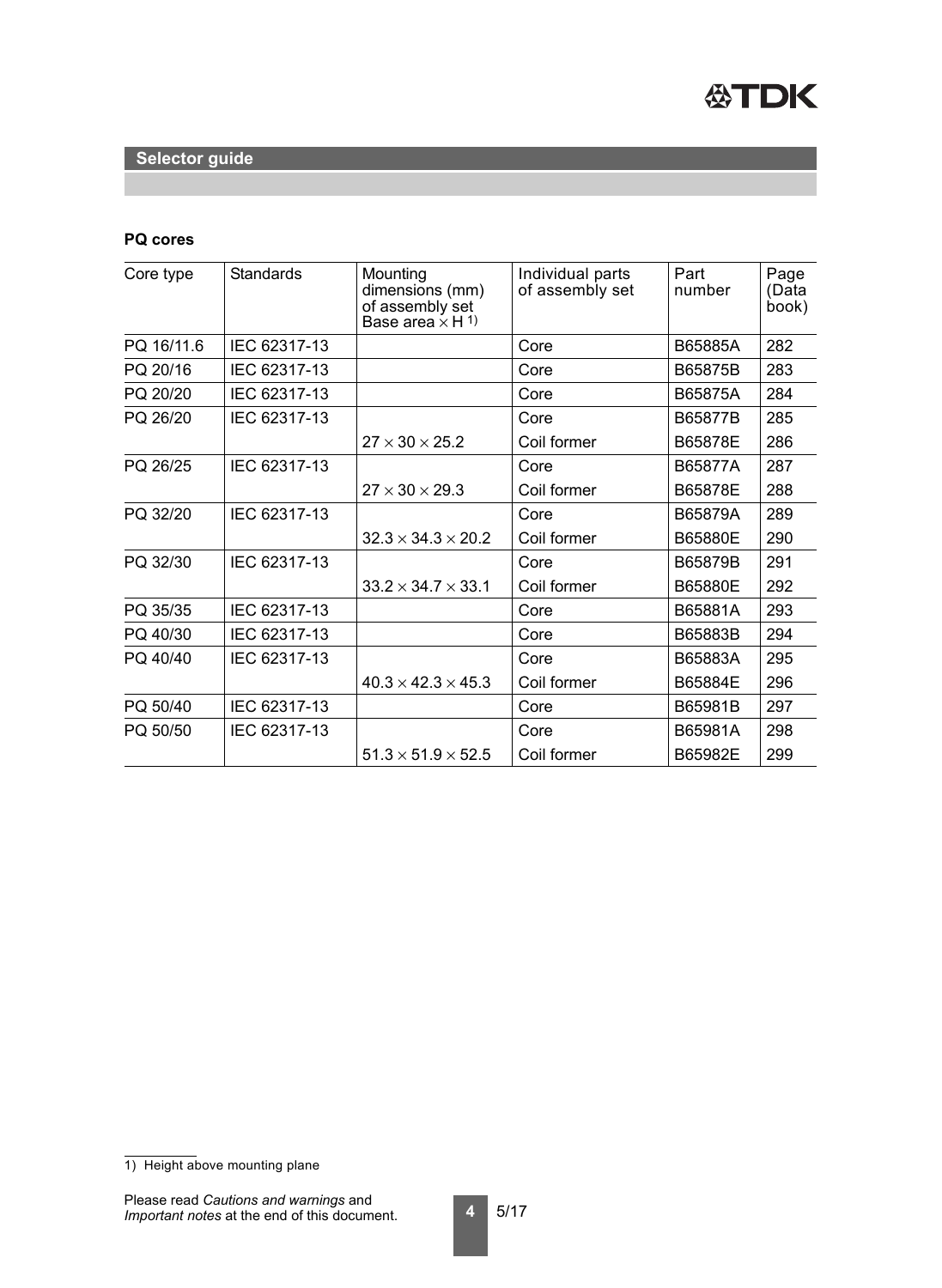## Selector guide

### PQ cores

| Core type | Standards | Mounting dimensions (mm) of assembly set Base area × H 1) | Individual parts of assembly set | Part number | Page (Data book) |
|---|---|---|---|---|---|
| PQ 16/11.6 | IEC 62317-13 | | Core | B65885A | 282 |
| PQ 20/16 | IEC 62317-13 | | Core | B65875B | 283 |
| PQ 20/20 | IEC 62317-13 | | Core | B65875A | 284 |
| PQ 26/20 | IEC 62317-13 | | Core | B65877B | 285 |
| | | 27 × 30 × 25.2 | Coil former | B65878E | 286 |
| PQ 26/25 | IEC 62317-13 | | Core | B65877A | 287 |
| | | 27 × 30 × 29.3 | Coil former | B65878E | 288 |
| PQ 32/20 | IEC 62317-13 | | Core | B65879A | 289 |
| | | 32.3 × 34.3 × 20.2 | Coil former | B65880E | 290 |
| PQ 32/30 | IEC 62317-13 | | Core | B65879B | 291 |
| | | 33.2 × 34.7 × 33.1 | Coil former | B65880E | 292 |
| PQ 35/35 | IEC 62317-13 | | Core | B65881A | 293 |
| PQ 40/30 | IEC 62317-13 | | Core | B65883B | 294 |
| PQ 40/40 | IEC 62317-13 | | Core | B65883A | 295 |
| | | 40.3 × 42.3 × 45.3 | Coil former | B65884E | 296 |
| PQ 50/40 | IEC 62317-13 | | Core | B65981B | 297 |
| PQ 50/50 | IEC 62317-13 | | Core | B65981A | 298 |
| | | 51.3 × 51.9 × 52.5 | Coil former | B65982E | 299 |

1) Height above mounting plane

Please read *Cautions and warnings* and *Important notes* at the end of this document.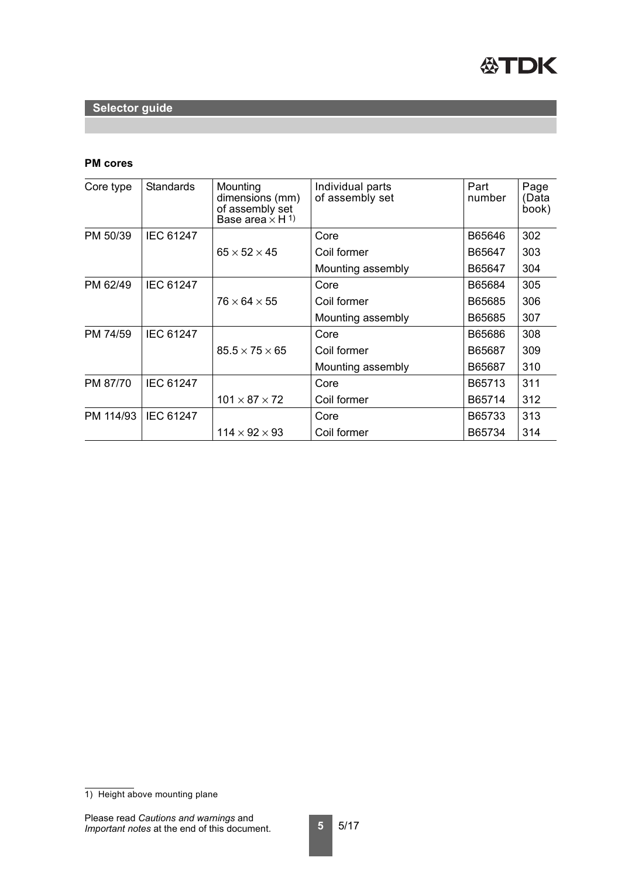## Selector guide

### PM cores

| Core type | Standards | Mounting dimensions (mm) of assembly set Base area × H [1] | Individual parts of assembly set | Part number | Page (Data book) |
|---|---|---|---|---|---|
| PM 50/39 | IEC 61247 | $65 \times 52 \times 45$ | Core | B65646 | 302 |
| | | | Coil former | B65647 | 303 |
| | | | Mounting assembly | B65647 | 304 |
| PM 62/49 | IEC 61247 | $76 \times 64 \times 55$ | Core | B65684 | 305 |
| | | | Coil former | B65685 | 306 |
| | | | Mounting assembly | B65685 | 307 |
| PM 74/59 | IEC 61247 | $85.5 \times 75 \times 65$ | Core | B65686 | 308 |
| | | | Coil former | B65687 | 309 |
| | | | Mounting assembly | B65687 | 310 |
| PM 87/70 | IEC 61247 | $101 \times 87 \times 72$ | Core | B65713 | 311 |
| | | | Coil former | B65714 | 312 |
| PM 114/93 | IEC 61247 | $114 \times 92 \times 93$ | Core | B65733 | 313 |
| | | | Coil former | B65734 | 314 |

1) Height above mounting plane

Please read *Cautions and warnings* and *Important notes* at the end of this document.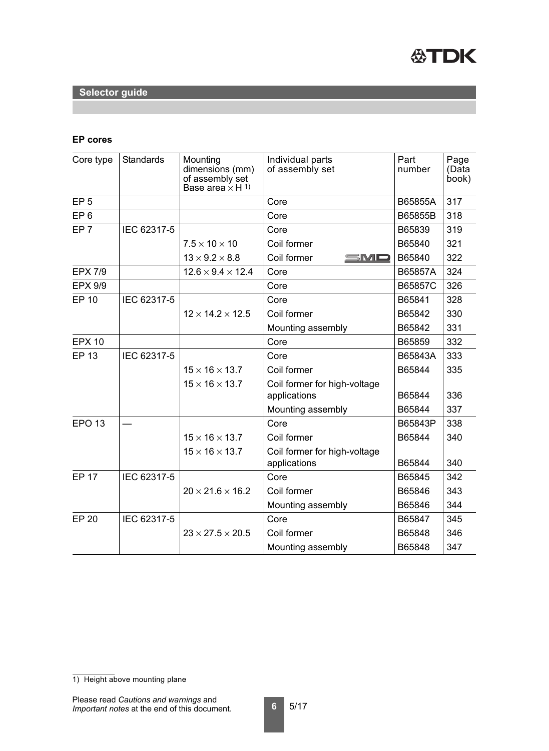## Selector guide

### EP cores

| Core type | Standards | Mounting dimensions (mm) of assembly set Base area × H [1] | Individual parts of assembly set | Part number | Page (Data book) |
|---|---|---|---|---|---|
| EP 5 | | | Core | B65855A | 317 |
| EP 6 | | | Core | B65855B | 318 |
| EP 7 | IEC 62317-5 | | Core | B65839 | 319 |
| | | 7.5 × 10 × 10 | Coil former | B65840 | 321 |
| | | 13 × 9.2 × 8.8 | Coil former SMD | B65840 | 322 |
| EPX 7/9 | | 12.6 × 9.4 × 12.4 | Core | B65857A | 324 |
| EPX 9/9 | | | Core | B65857C | 326 |
| EP 10 | IEC 62317-5 | | Core | B65841 | 328 |
| | | 12 × 14.2 × 12.5 | Coil former | B65842 | 330 |
| | | | Mounting assembly | B65842 | 331 |
| EPX 10 | | | Core | B65859 | 332 |
| EP 13 | IEC 62317-5 | | Core | B65843A | 333 |
| | | 15 × 16 × 13.7 | Coil former | B65844 | 335 |
| | | 15 × 16 × 13.7 | Coil former for high-voltage applications | B65844 | 336 |
| | | | Mounting assembly | B65844 | 337 |
| EPO 13 | — | | Core | B65843P | 338 |
| | | 15 × 16 × 13.7 | Coil former | B65844 | 340 |
| | | 15 × 16 × 13.7 | Coil former for high-voltage applications | B65844 | 340 |
| EP 17 | IEC 62317-5 | | Core | B65845 | 342 |
| | | 20 × 21.6 × 16.2 | Coil former | B65846 | 343 |
| | | | Mounting assembly | B65846 | 344 |
| EP 20 | IEC 62317-5 | | Core | B65847 | 345 |
| | | 23 × 27.5 × 20.5 | Coil former | B65848 | 346 |
| | | | Mounting assembly | B65848 | 347 |

1) Height above mounting plane

Please read *Cautions and warnings* and *Important notes* at the end of this document.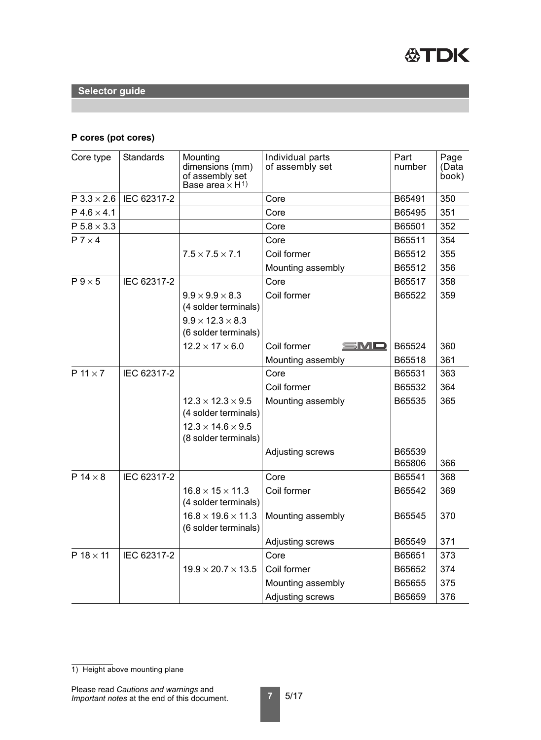## Selector guide

### P cores (pot cores)

| Core type | Standards | Mounting dimensions (mm) of assembly set Base area × H[1)] | Individual parts of assembly set | Part number | Page (Data book) |
|---|---|---|---|---|---|
| P 3.3 × 2.6 | IEC 62317-2 | | Core | B65491 | 350 |
| P 4.6 × 4.1 | | | Core | B65495 | 351 |
| P 5.8 × 3.3 | | | Core | B65501 | 352 |
| P 7 × 4 | | | Core | B65511 | 354 |
| | | 7.5 × 7.5 × 7.1 | Coil former | B65512 | 355 |
| | | | Mounting assembly | B65512 | 356 |
| P 9 × 5 | IEC 62317-2 | | Core | B65517 | 358 |
| | | 9.9 × 9.9 × 8.3 (4 solder terminals) | Coil former | B65522 | 359 |
| | | 9.9 × 12.3 × 8.3 (6 solder terminals) | | | |
| | | 12.2 × 17 × 6.0 | Coil former SMD | B65524 | 360 |
| | | | Mounting assembly | B65518 | 361 |
| P 11 × 7 | IEC 62317-2 | | Core | B65531 | 363 |
| | | | Coil former | B65532 | 364 |
| | | 12.3 × 12.3 × 9.5 (4 solder terminals) | Mounting assembly | B65535 | 365 |
| | | 12.3 × 14.6 × 9.5 (8 solder terminals) | | | |
| | | | Adjusting screws | B65539 B65806 | 366 |
| P 14 × 8 | IEC 62317-2 | | Core | B65541 | 368 |
| | | 16.8 × 15 × 11.3 (4 solder terminals) | Coil former | B65542 | 369 |
| | | 16.8 × 19.6 × 11.3 (6 solder terminals) | Mounting assembly | B65545 | 370 |
| | | | Adjusting screws | B65549 | 371 |
| P 18 × 11 | IEC 62317-2 | | Core | B65651 | 373 |
| | | 19.9 × 20.7 × 13.5 | Coil former | B65652 | 374 |
| | | | Mounting assembly | B65655 | 375 |
| | | | Adjusting screws | B65659 | 376 |

1) Height above mounting plane

Please read *Cautions and warnings* and *Important notes* at the end of this document.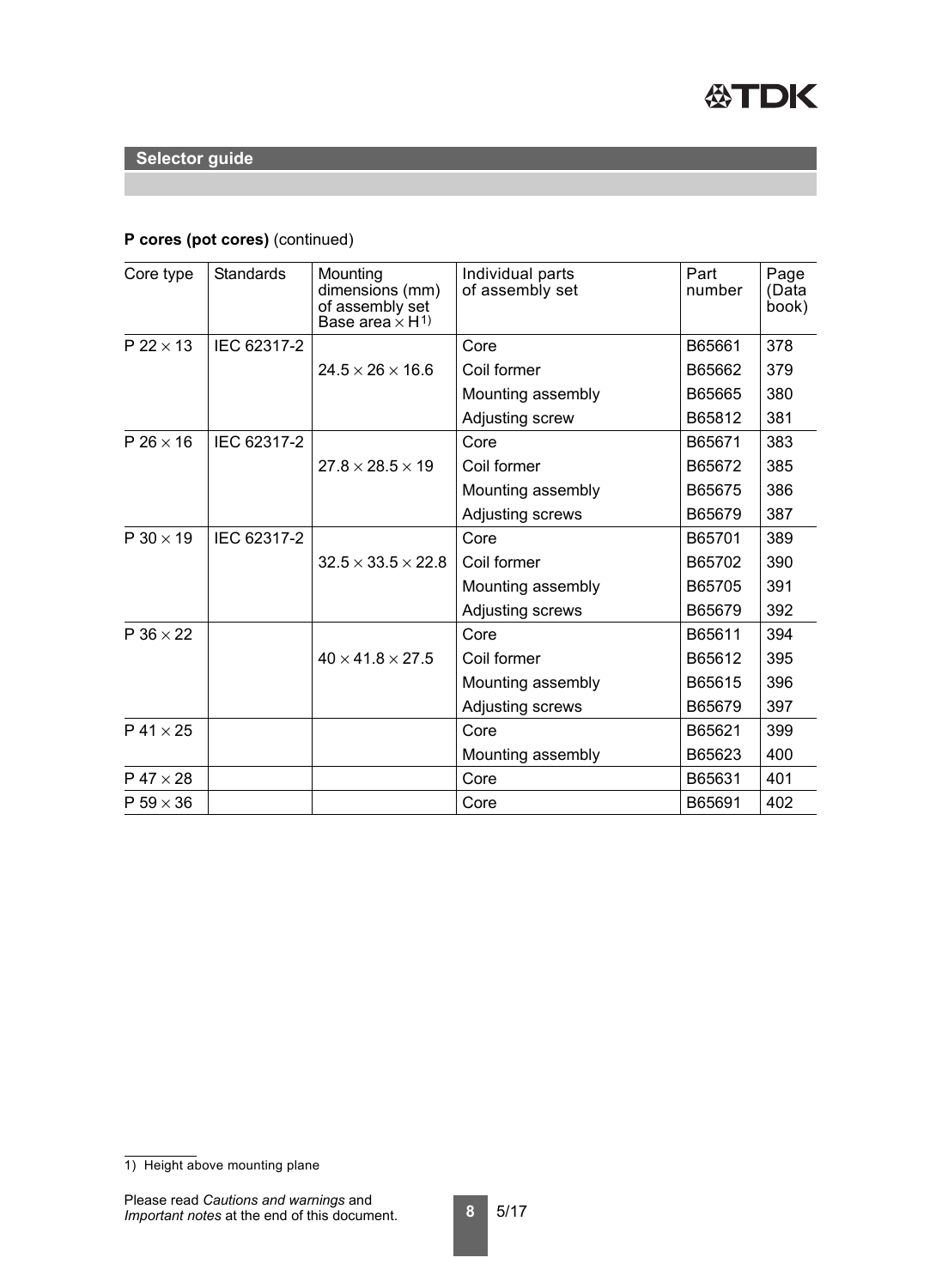## Selector guide

**P cores (pot cores)** (continued)

| Core type | Standards | Mounting dimensions (mm) of assembly set Base area × H[1)] | Individual parts of assembly set | Part number | Page (Data book) |
|---|---|---|---|---|---|
| P 22 × 13 | IEC 62317-2 | 24.5 × 26 × 16.6 | Core | B65661 | 378 |
| | | | Coil former | B65662 | 379 |
| | | | Mounting assembly | B65665 | 380 |
| | | | Adjusting screw | B65812 | 381 |
| P 26 × 16 | IEC 62317-2 | 27.8 × 28.5 × 19 | Core | B65671 | 383 |
| | | | Coil former | B65672 | 385 |
| | | | Mounting assembly | B65675 | 386 |
| | | | Adjusting screws | B65679 | 387 |
| P 30 × 19 | IEC 62317-2 | 32.5 × 33.5 × 22.8 | Core | B65701 | 389 |
| | | | Coil former | B65702 | 390 |
| | | | Mounting assembly | B65705 | 391 |
| | | | Adjusting screws | B65679 | 392 |
| P 36 × 22 | | 40 × 41.8 × 27.5 | Core | B65611 | 394 |
| | | | Coil former | B65612 | 395 |
| | | | Mounting assembly | B65615 | 396 |
| | | | Adjusting screws | B65679 | 397 |
| P 41 × 25 | | | Core | B65621 | 399 |
| | | | Mounting assembly | B65623 | 400 |
| P 47 × 28 | | | Core | B65631 | 401 |
| P 59 × 36 | | | Core | B65691 | 402 |

1) Height above mounting plane

Please read *Cautions and warnings* and *Important notes* at the end of this document.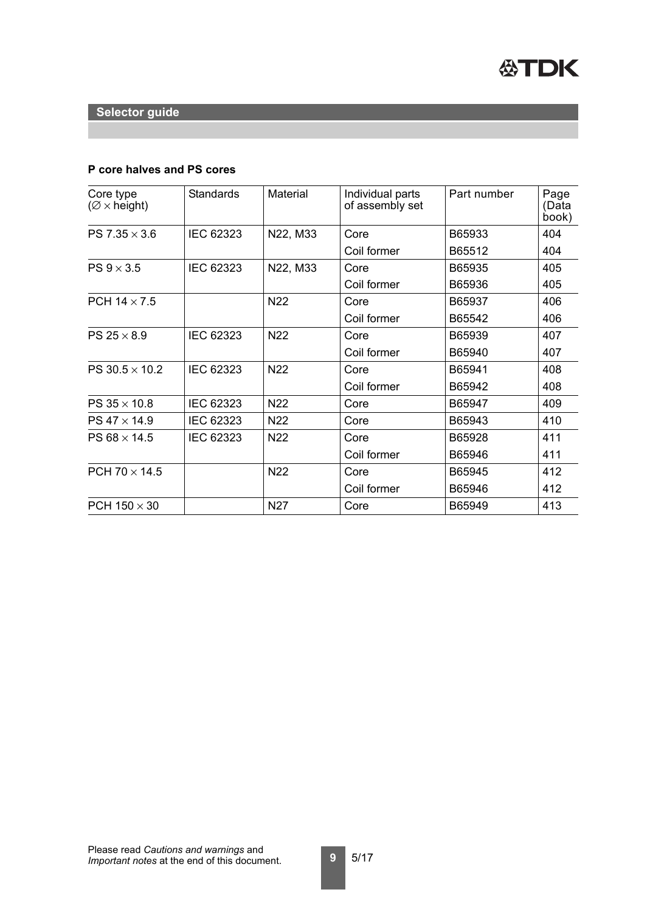## Selector guide

### P core halves and PS cores

| Core type (∅ × height) | Standards | Material | Individual parts of assembly set | Part number | Page (Data book) |
|---|---|---|---|---|---|
| PS 7.35 × 3.6 | IEC 62323 | N22, M33 | Core | B65933 | 404 |
| | | | Coil former | B65512 | 404 |
| PS 9 × 3.5 | IEC 62323 | N22, M33 | Core | B65935 | 405 |
| | | | Coil former | B65936 | 405 |
| PCH 14 × 7.5 | | N22 | Core | B65937 | 406 |
| | | | Coil former | B65542 | 406 |
| PS 25 × 8.9 | IEC 62323 | N22 | Core | B65939 | 407 |
| | | | Coil former | B65940 | 407 |
| PS 30.5 × 10.2 | IEC 62323 | N22 | Core | B65941 | 408 |
| | | | Coil former | B65942 | 408 |
| PS 35 × 10.8 | IEC 62323 | N22 | Core | B65947 | 409 |
| PS 47 × 14.9 | IEC 62323 | N22 | Core | B65943 | 410 |
| PS 68 × 14.5 | IEC 62323 | N22 | Core | B65928 | 411 |
| | | | Coil former | B65946 | 411 |
| PCH 70 × 14.5 | | N22 | Core | B65945 | 412 |
| | | | Coil former | B65946 | 412 |
| PCH 150 × 30 | | N27 | Core | B65949 | 413 |

Please read *Cautions and warnings* and *Important notes* at the end of this document.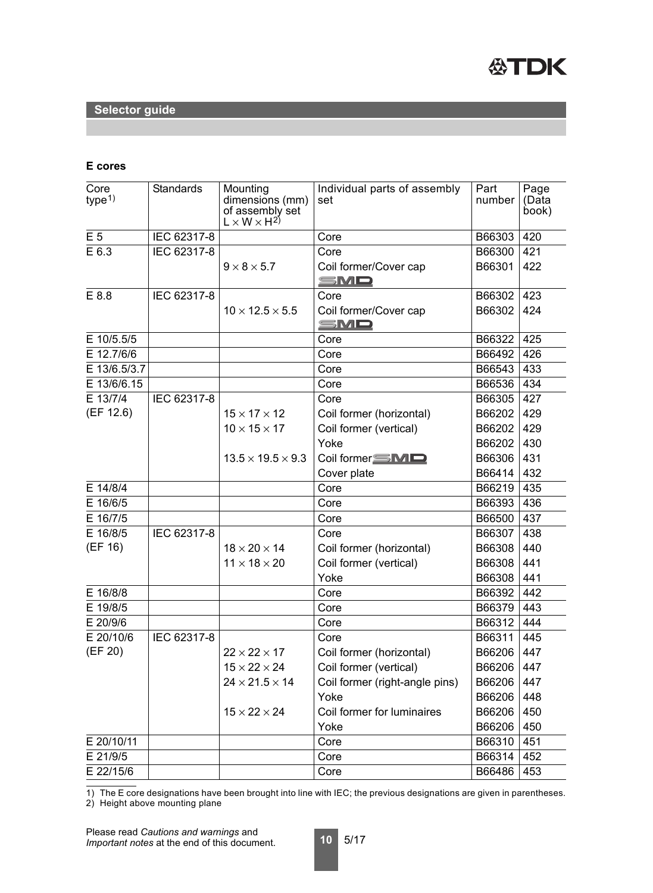## Selector guide

### E cores

| Core type[1] | Standards | Mounting dimensions (mm) of assembly set L × W × H[2] | Individual parts of assembly set | Part number | Page (Data book) |
|---|---|---|---|---|---|
| E 5 | IEC 62317-8 | | Core | B66303 | 420 |
| E 6.3 | IEC 62317-8 | | Core | B66300 | 421 |
| | | 9 × 8 × 5.7 | Coil former/Cover cap SMD | B66301 | 422 |
| E 8.8 | IEC 62317-8 | | Core | B66302 | 423 |
| | | 10 × 12.5 × 5.5 | Coil former/Cover cap SMD | B66302 | 424 |
| E 10/5.5/5 | | | Core | B66322 | 425 |
| E 12.7/6/6 | | | Core | B66492 | 426 |
| E 13/6.5/3.7 | | | Core | B66543 | 433 |
| E 13/6/6.15 | | | Core | B66536 | 434 |
| E 13/7/4 (EF 12.6) | IEC 62317-8 | | Core | B66305 | 427 |
| | | 15 × 17 × 12 | Coil former (horizontal) | B66202 | 429 |
| | | 10 × 15 × 17 | Coil former (vertical) | B66202 | 429 |
| | | | Yoke | B66202 | 430 |
| | | 13.5 × 19.5 × 9.3 | Coil former SMD | B66306 | 431 |
| | | | Cover plate | B66414 | 432 |
| E 14/8/4 | | | Core | B66219 | 435 |
| E 16/6/5 | | | Core | B66393 | 436 |
| E 16/7/5 | | | Core | B66500 | 437 |
| E 16/8/5 (EF 16) | IEC 62317-8 | | Core | B66307 | 438 |
| | | 18 × 20 × 14 | Coil former (horizontal) | B66308 | 440 |
| | | 11 × 18 × 20 | Coil former (vertical) | B66308 | 441 |
| | | | Yoke | B66308 | 441 |
| E 16/8/8 | | | Core | B66392 | 442 |
| E 19/8/5 | | | Core | B66379 | 443 |
| E 20/9/6 | | | Core | B66312 | 444 |
| E 20/10/6 (EF 20) | IEC 62317-8 | | Core | B66311 | 445 |
| | | 22 × 22 × 17 | Coil former (horizontal) | B66206 | 447 |
| | | 15 × 22 × 24 | Coil former (vertical) | B66206 | 447 |
| | | 24 × 21.5 × 14 | Coil former (right-angle pins) | B66206 | 447 |
| | | | Yoke | B66206 | 448 |
| | | 15 × 22 × 24 | Coil former for luminaires | B66206 | 450 |
| | | | Yoke | B66206 | 450 |
| E 20/10/11 | | | Core | B66310 | 451 |
| E 21/9/5 | | | Core | B66314 | 452 |
| E 22/15/6 | | | Core | B66486 | 453 |

1) The E core designations have been brought into line with IEC; the previous designations are given in parentheses.
2) Height above mounting plane

Please read *Cautions and warnings* and *Important notes* at the end of this document.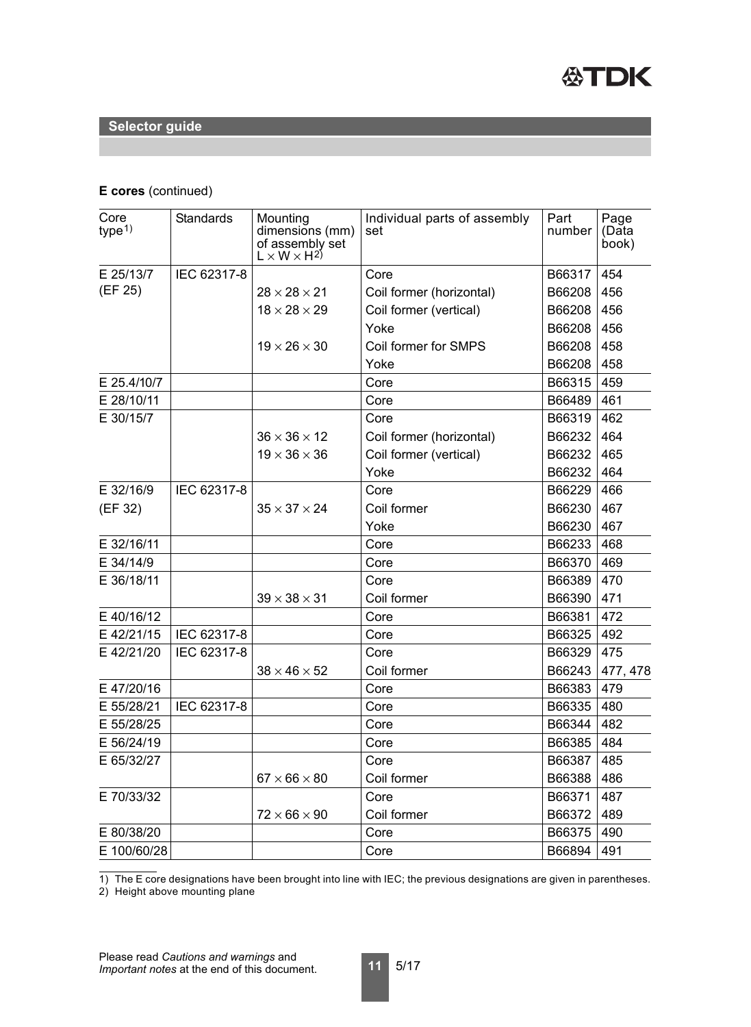## Selector guide

**E cores** (continued)

| Core type[1)] | Standards | Mounting dimensions (mm) of assembly set L × W × H[2)] | Individual parts of assembly set | Part number | Page (Data book) |
|---|---|---|---|---|---|
| E 25/13/7 | IEC 62317-8 | | Core | B66317 | 454 |
| (EF 25) | | 28 × 28 × 21 | Coil former (horizontal) | B66208 | 456 |
| | | 18 × 28 × 29 | Coil former (vertical) | B66208 | 456 |
| | | | Yoke | B66208 | 456 |
| | | 19 × 26 × 30 | Coil former for SMPS | B66208 | 458 |
| | | | Yoke | B66208 | 458 |
| E 25.4/10/7 | | | Core | B66315 | 459 |
| E 28/10/11 | | | Core | B66489 | 461 |
| E 30/15/7 | | | Core | B66319 | 462 |
| | | 36 × 36 × 12 | Coil former (horizontal) | B66232 | 464 |
| | | 19 × 36 × 36 | Coil former (vertical) | B66232 | 465 |
| | | | Yoke | B66232 | 464 |
| E 32/16/9 | IEC 62317-8 | | Core | B66229 | 466 |
| (EF 32) | | 35 × 37 × 24 | Coil former | B66230 | 467 |
| | | | Yoke | B66230 | 467 |
| E 32/16/11 | | | Core | B66233 | 468 |
| E 34/14/9 | | | Core | B66370 | 469 |
| E 36/18/11 | | | Core | B66389 | 470 |
| | | 39 × 38 × 31 | Coil former | B66390 | 471 |
| E 40/16/12 | | | Core | B66381 | 472 |
| E 42/21/15 | IEC 62317-8 | | Core | B66325 | 492 |
| E 42/21/20 | IEC 62317-8 | | Core | B66329 | 475 |
| | | 38 × 46 × 52 | Coil former | B66243 | 477, 478 |
| E 47/20/16 | | | Core | B66383 | 479 |
| E 55/28/21 | IEC 62317-8 | | Core | B66335 | 480 |
| E 55/28/25 | | | Core | B66344 | 482 |
| E 56/24/19 | | | Core | B66385 | 484 |
| E 65/32/27 | | | Core | B66387 | 485 |
| | | 67 × 66 × 80 | Coil former | B66388 | 486 |
| E 70/33/32 | | | Core | B66371 | 487 |
| | | 72 × 66 × 90 | Coil former | B66372 | 489 |
| E 80/38/20 | | | Core | B66375 | 490 |
| E 100/60/28 | | | Core | B66894 | 491 |

1) The E core designations have been brought into line with IEC; the previous designations are given in parentheses.

2) Height above mounting plane

Please read *Cautions and warnings* and *Important notes* at the end of this document.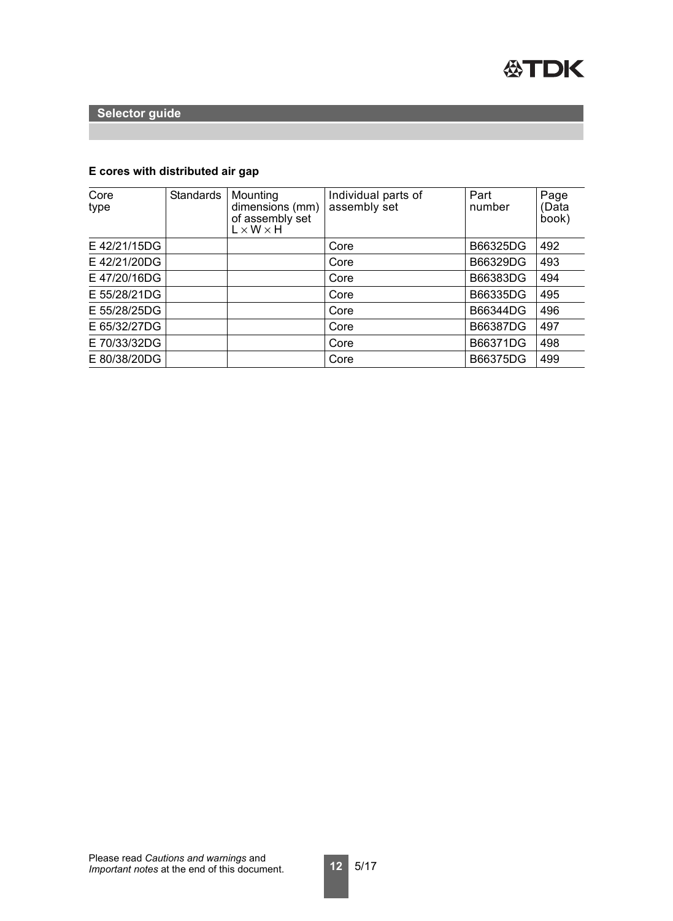## Selector guide

### E cores with distributed air gap

| Core type | Standards | Mounting dimensions (mm) of assembly set L × W × H | Individual parts of assembly set | Part number | Page (Data book) |
|---|---|---|---|---|---|
| E 42/21/15DG | | | Core | B66325DG | 492 |
| E 42/21/20DG | | | Core | B66329DG | 493 |
| E 47/20/16DG | | | Core | B66383DG | 494 |
| E 55/28/21DG | | | Core | B66335DG | 495 |
| E 55/28/25DG | | | Core | B66344DG | 496 |
| E 65/32/27DG | | | Core | B66387DG | 497 |
| E 70/33/32DG | | | Core | B66371DG | 498 |
| E 80/38/20DG | | | Core | B66375DG | 499 |

Please read *Cautions and warnings* and *Important notes* at the end of this document.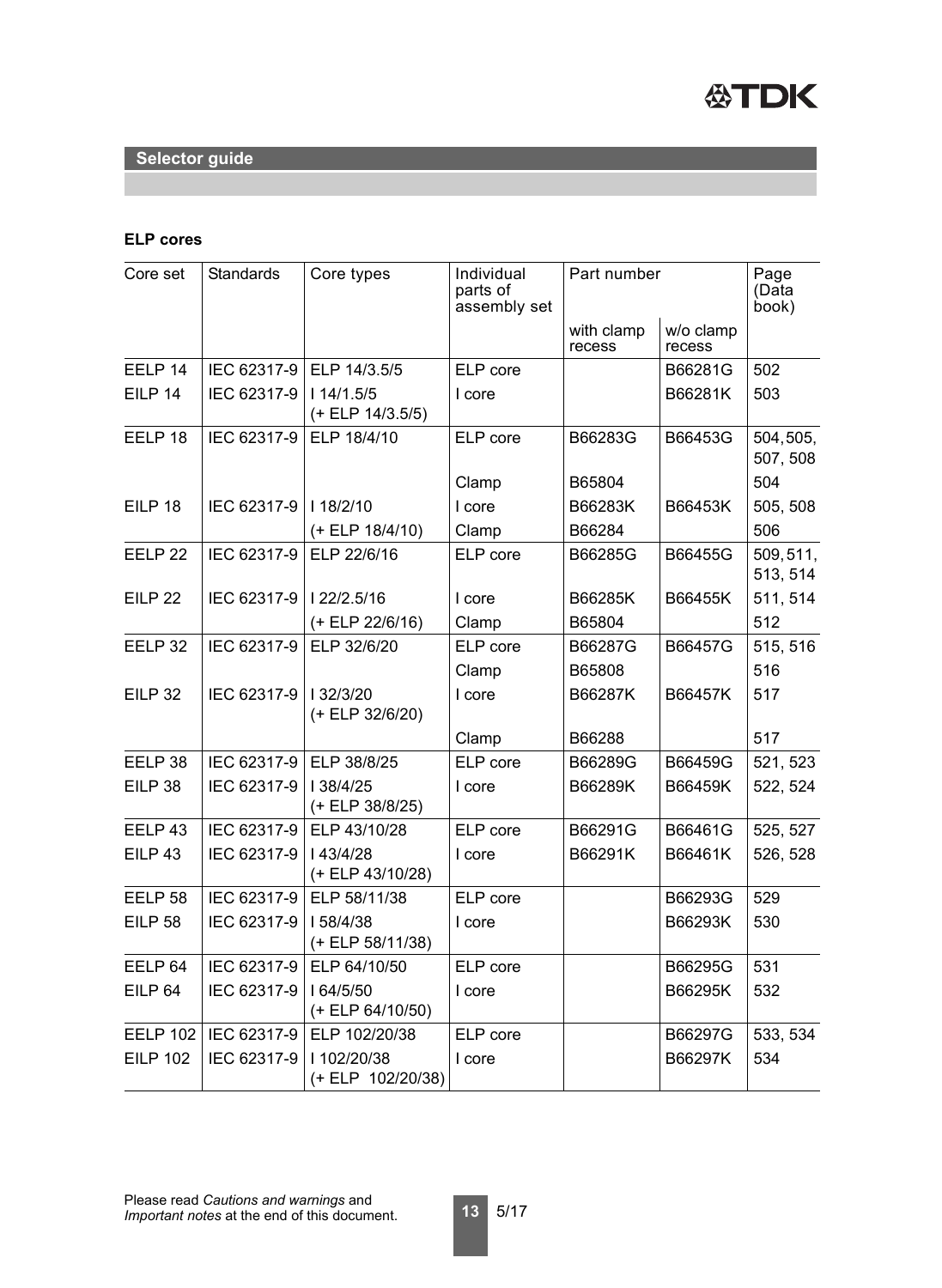## Selector guide

**ELP cores**

| Core set | Standards | Core types | Individual parts of assembly set | Part number | | Page (Data book) |
|---|---|---|---|---|---|---|
| | | | | with clamp recess | w/o clamp recess | |
| EELP 14 | IEC 62317-9 | ELP 14/3.5/5 | ELP core | | B66281G | 502 |
| EILP 14 | IEC 62317-9 | I 14/1.5/5 (+ ELP 14/3.5/5) | I core | | B66281K | 503 |
| EELP 18 | IEC 62317-9 | ELP 18/4/10 | ELP core | B66283G | B66453G | 504, 505, 507, 508 |
| | | | Clamp | B65804 | | 504 |
| EILP 18 | IEC 62317-9 | I 18/2/10 | I core | B66283K | B66453K | 505, 508 |
| | | (+ ELP 18/4/10) | Clamp | B66284 | | 506 |
| EELP 22 | IEC 62317-9 | ELP 22/6/16 | ELP core | B66285G | B66455G | 509, 511, 513, 514 |
| EILP 22 | IEC 62317-9 | I 22/2.5/16 | I core | B66285K | B66455K | 511, 514 |
| | | (+ ELP 22/6/16) | Clamp | B65804 | | 512 |
| EELP 32 | IEC 62317-9 | ELP 32/6/20 | ELP core | B66287G | B66457G | 515, 516 |
| | | | Clamp | B65808 | | 516 |
| EILP 32 | IEC 62317-9 | I 32/3/20 (+ ELP 32/6/20) | I core | B66287K | B66457K | 517 |
| | | | Clamp | B66288 | | 517 |
| EELP 38 | IEC 62317-9 | ELP 38/8/25 | ELP core | B66289G | B66459G | 521, 523 |
| EILP 38 | IEC 62317-9 | I 38/4/25 (+ ELP 38/8/25) | I core | B66289K | B66459K | 522, 524 |
| EELP 43 | IEC 62317-9 | ELP 43/10/28 | ELP core | B66291G | B66461G | 525, 527 |
| EILP 43 | IEC 62317-9 | I 43/4/28 (+ ELP 43/10/28) | I core | B66291K | B66461K | 526, 528 |
| EELP 58 | IEC 62317-9 | ELP 58/11/38 | ELP core | | B66293G | 529 |
| EILP 58 | IEC 62317-9 | I 58/4/38 (+ ELP 58/11/38) | I core | | B66293K | 530 |
| EELP 64 | IEC 62317-9 | ELP 64/10/50 | ELP core | | B66295G | 531 |
| EILP 64 | IEC 62317-9 | I 64/5/50 (+ ELP 64/10/50) | I core | | B66295K | 532 |
| EELP 102 | IEC 62317-9 | ELP 102/20/38 | ELP core | | B66297G | 533, 534 |
| EILP 102 | IEC 62317-9 | I 102/20/38 (+ ELP 102/20/38) | I core | | B66297K | 534 |

Please read *Cautions and warnings* and *Important notes* at the end of this document.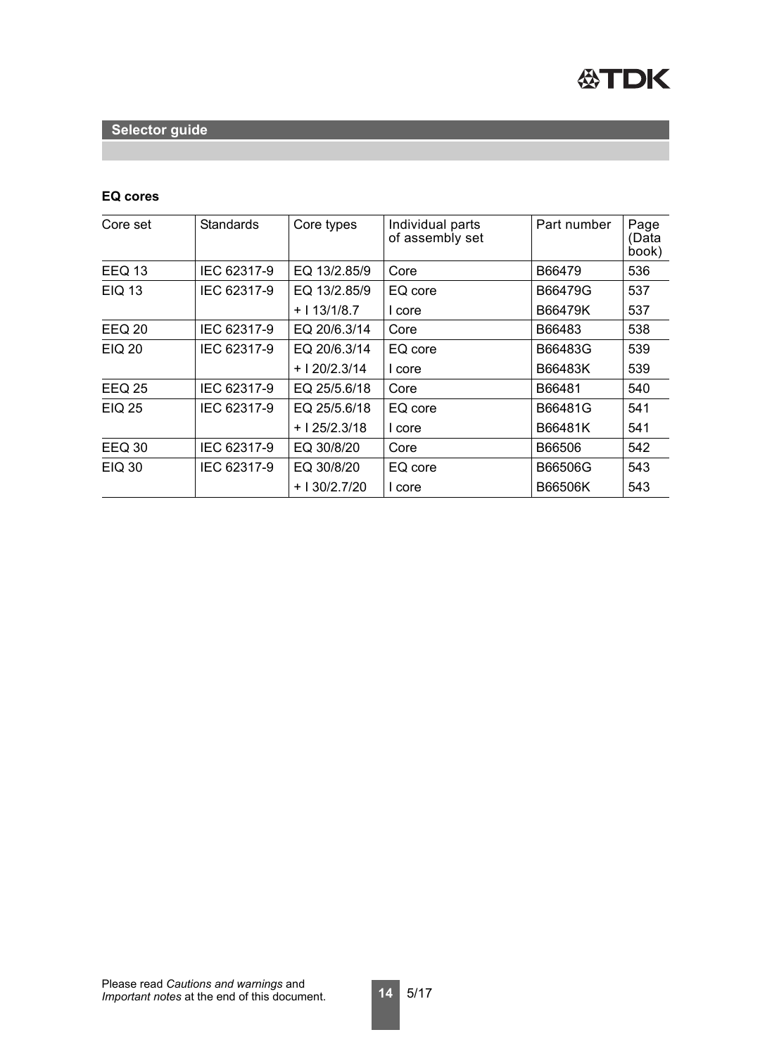## Selector guide

### EQ cores

| Core set | Standards | Core types | Individual parts of assembly set | Part number | Page (Data book) |
|---|---|---|---|---|---|
| EEQ 13 | IEC 62317-9 | EQ 13/2.85/9 | Core | B66479 | 536 |
| EIQ 13 | IEC 62317-9 | EQ 13/2.85/9 | EQ core | B66479G | 537 |
| | | + I 13/1/8.7 | I core | B66479K | 537 |
| EEQ 20 | IEC 62317-9 | EQ 20/6.3/14 | Core | B66483 | 538 |
| EIQ 20 | IEC 62317-9 | EQ 20/6.3/14 | EQ core | B66483G | 539 |
| | | + I 20/2.3/14 | I core | B66483K | 539 |
| EEQ 25 | IEC 62317-9 | EQ 25/5.6/18 | Core | B66481 | 540 |
| EIQ 25 | IEC 62317-9 | EQ 25/5.6/18 | EQ core | B66481G | 541 |
| | | + I 25/2.3/18 | I core | B66481K | 541 |
| EEQ 30 | IEC 62317-9 | EQ 30/8/20 | Core | B66506 | 542 |
| EIQ 30 | IEC 62317-9 | EQ 30/8/20 | EQ core | B66506G | 543 |
| | | + I 30/2.7/20 | I core | B66506K | 543 |

Please read *Cautions and warnings* and *Important notes* at the end of this document.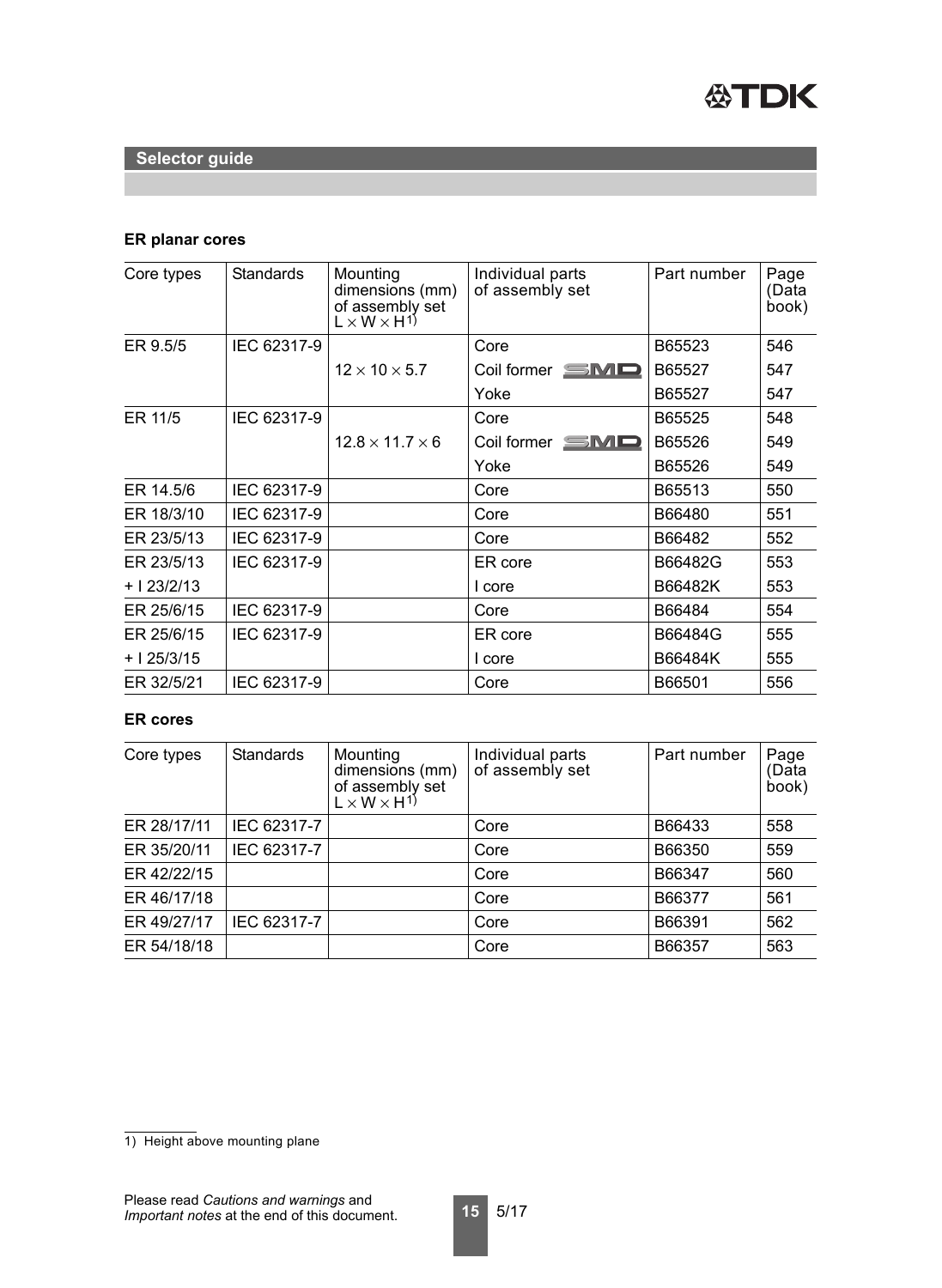## Selector guide

### ER planar cores

| Core types | Standards | Mounting dimensions (mm) of assembly set $L \times W \times H$[1] | Individual parts of assembly set | Part number | Page (Data book) |
|---|---|---|---|---|---|
| ER 9.5/5 | IEC 62317-9 | $12 \times 10 \times 5.7$ | Core | B65523 | 546 |
| | | | Coil former SMD | B65527 | 547 |
| | | | Yoke | B65527 | 547 |
| ER 11/5 | IEC 62317-9 | $12.8 \times 11.7 \times 6$ | Core | B65525 | 548 |
| | | | Coil former SMD | B65526 | 549 |
| | | | Yoke | B65526 | 549 |
| ER 14.5/6 | IEC 62317-9 | | Core | B65513 | 550 |
| ER 18/3/10 | IEC 62317-9 | | Core | B66480 | 551 |
| ER 23/5/13 | IEC 62317-9 | | Core | B66482 | 552 |
| ER 23/5/13 | IEC 62317-9 | | ER core | B66482G | 553 |
| + I 23/2/13 | | | I core | B66482K | 553 |
| ER 25/6/15 | IEC 62317-9 | | Core | B66484 | 554 |
| ER 25/6/15 | IEC 62317-9 | | ER core | B66484G | 555 |
| + I 25/3/15 | | | I core | B66484K | 555 |
| ER 32/5/21 | IEC 62317-9 | | Core | B66501 | 556 |

### ER cores

| Core types | Standards | Mounting dimensions (mm) of assembly set $L \times W \times H$[1] | Individual parts of assembly set | Part number | Page (Data book) |
|---|---|---|---|---|---|
| ER 28/17/11 | IEC 62317-7 | | Core | B66433 | 558 |
| ER 35/20/11 | IEC 62317-7 | | Core | B66350 | 559 |
| ER 42/22/15 | | | Core | B66347 | 560 |
| ER 46/17/18 | | | Core | B66377 | 561 |
| ER 49/27/17 | IEC 62317-7 | | Core | B66391 | 562 |
| ER 54/18/18 | | | Core | B66357 | 563 |

1) Height above mounting plane

Please read *Cautions and warnings* and *Important notes* at the end of this document.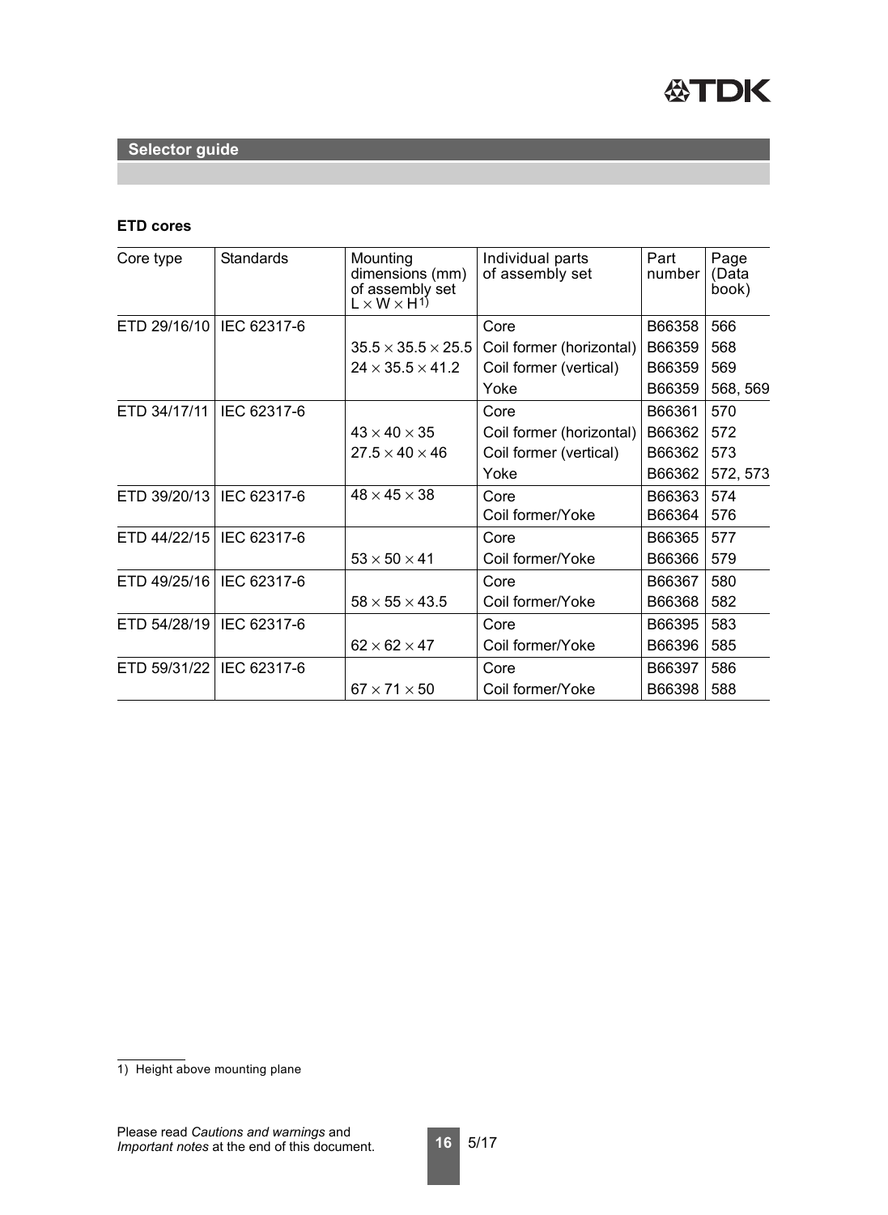## Selector guide

### ETD cores

| Core type | Standards | Mounting dimensions (mm) of assembly set $L \times W \times H$[1] | Individual parts of assembly set | Part number | Page (Data book) |
|---|---|---|---|---|---|
| ETD 29/16/10 | IEC 62317-6 | | Core | B66358 | 566 |
| | | $35.5 \times 35.5 \times 25.5$ | Coil former (horizontal) | B66359 | 568 |
| | | $24 \times 35.5 \times 41.2$ | Coil former (vertical) | B66359 | 569 |
| | | | Yoke | B66359 | 568, 569 |
| ETD 34/17/11 | IEC 62317-6 | | Core | B66361 | 570 |
| | | $43 \times 40 \times 35$ | Coil former (horizontal) | B66362 | 572 |
| | | $27.5 \times 40 \times 46$ | Coil former (vertical) | B66362 | 573 |
| | | | Yoke | B66362 | 572, 573 |
| ETD 39/20/13 | IEC 62317-6 | $48 \times 45 \times 38$ | Core | B66363 | 574 |
| | | | Coil former/Yoke | B66364 | 576 |
| ETD 44/22/15 | IEC 62317-6 | | Core | B66365 | 577 |
| | | $53 \times 50 \times 41$ | Coil former/Yoke | B66366 | 579 |
| ETD 49/25/16 | IEC 62317-6 | | Core | B66367 | 580 |
| | | $58 \times 55 \times 43.5$ | Coil former/Yoke | B66368 | 582 |
| ETD 54/28/19 | IEC 62317-6 | | Core | B66395 | 583 |
| | | $62 \times 62 \times 47$ | Coil former/Yoke | B66396 | 585 |
| ETD 59/31/22 | IEC 62317-6 | | Core | B66397 | 586 |
| | | $67 \times 71 \times 50$ | Coil former/Yoke | B66398 | 588 |

1) Height above mounting plane

Please read *Cautions and warnings* and *Important notes* at the end of this document.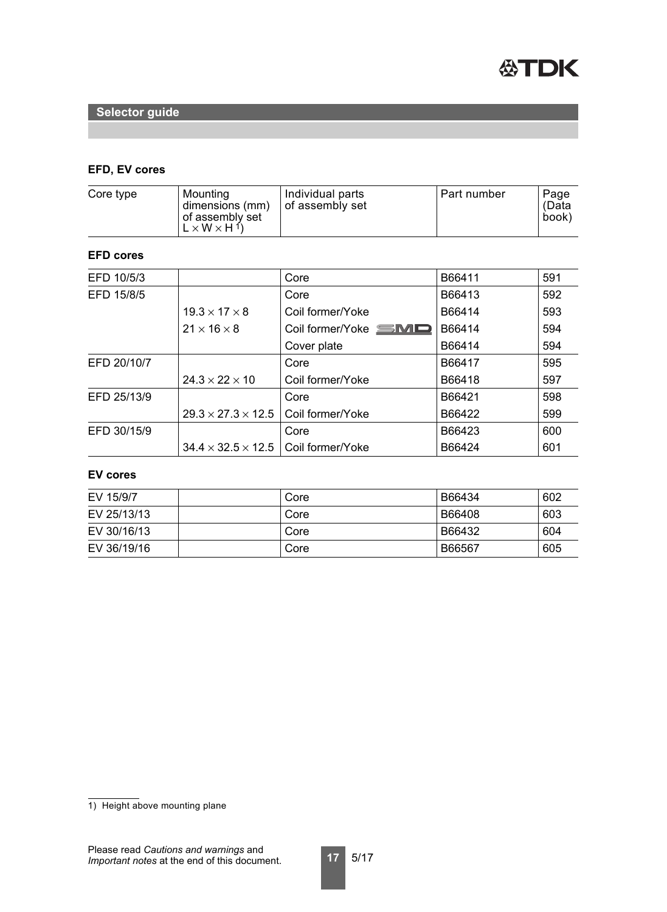## Selector guide

### EFD, EV cores

| Core type | Mounting dimensions (mm) of assembly set L × W × H [1] | Individual parts of assembly set | Part number | Page (Data book) |
|---|---|---|---|---|

**EFD cores**

| Core type | Mounting dimensions (mm) of assembly set L × W × H [1] | Individual parts of assembly set | Part number | Page (Data book) |
|---|---|---|---|---|
| EFD 10/5/3 | | Core | B66411 | 591 |
| EFD 15/8/5 | | Core | B66413 | 592 |
| | 19.3 × 17 × 8 | Coil former/Yoke | B66414 | 593 |
| | 21 × 16 × 8 | Coil former/Yoke SMD | B66414 | 594 |
| | | Cover plate | B66414 | 594 |
| EFD 20/10/7 | | Core | B66417 | 595 |
| | 24.3 × 22 × 10 | Coil former/Yoke | B66418 | 597 |
| EFD 25/13/9 | | Core | B66421 | 598 |
| | 29.3 × 27.3 × 12.5 | Coil former/Yoke | B66422 | 599 |
| EFD 30/15/9 | | Core | B66423 | 600 |
| | 34.4 × 32.5 × 12.5 | Coil former/Yoke | B66424 | 601 |

**EV cores**

| Core type | Mounting dimensions (mm) of assembly set L × W × H [1] | Individual parts of assembly set | Part number | Page (Data book) |
|---|---|---|---|---|
| EV 15/9/7 | | Core | B66434 | 602 |
| EV 25/13/13 | | Core | B66408 | 603 |
| EV 30/16/13 | | Core | B66432 | 604 |
| EV 36/19/16 | | Core | B66567 | 605 |

1) Height above mounting plane

Please read *Cautions and warnings* and *Important notes* at the end of this document.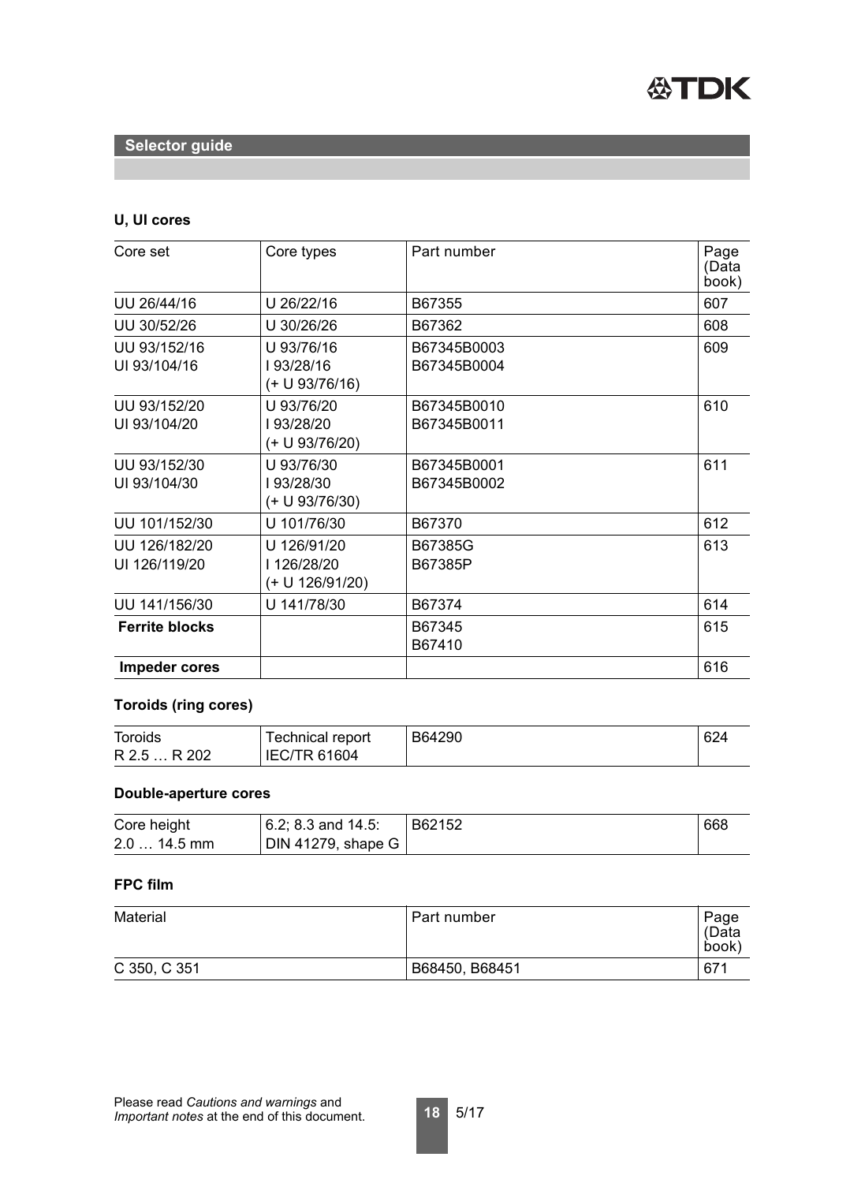## Selector guide

### U, UI cores

| Core set | Core types | Part number | Page (Data book) |
|---|---|---|---|
| UU 26/44/16 | U 26/22/16 | B67355 | 607 |
| UU 30/52/26 | U 30/26/26 | B67362 | 608 |
| UU 93/152/16<br>UI 93/104/16 | U 93/76/16<br>I 93/28/16<br>(+ U 93/76/16) | B67345B0003<br>B67345B0004 | 609 |
| UU 93/152/20<br>UI 93/104/20 | U 93/76/20<br>I 93/28/20<br>(+ U 93/76/20) | B67345B0010<br>B67345B0011 | 610 |
| UU 93/152/30<br>UI 93/104/30 | U 93/76/30<br>I 93/28/30<br>(+ U 93/76/30) | B67345B0001<br>B67345B0002 | 611 |
| UU 101/152/30 | U 101/76/30 | B67370 | 612 |
| UU 126/182/20<br>UI 126/119/20 | U 126/91/20<br>I 126/28/20<br>(+ U 126/91/20) | B67385G<br>B67385P | 613 |
| UU 141/156/30 | U 141/78/30 | B67374 | 614 |
| **Ferrite blocks** | | B67345<br>B67410 | 615 |
| **Impeder cores** | | | 616 |

### Toroids (ring cores)

| | | | |
|---|---|---|---|
| Toroids<br>R 2.5 … R 202 | Technical report<br>IEC/TR 61604 | B64290 | 624 |

### Double-aperture cores

| | | | |
|---|---|---|---|
| Core height<br>2.0 … 14.5 mm | 6.2; 8.3 and 14.5:<br>DIN 41279, shape G | B62152 | 668 |

### FPC film

| Material | Part number | Page (Data book) |
|---|---|---|
| C 350, C 351 | B68450, B68451 | 671 |

Please read *Cautions and warnings* and *Important notes* at the end of this document.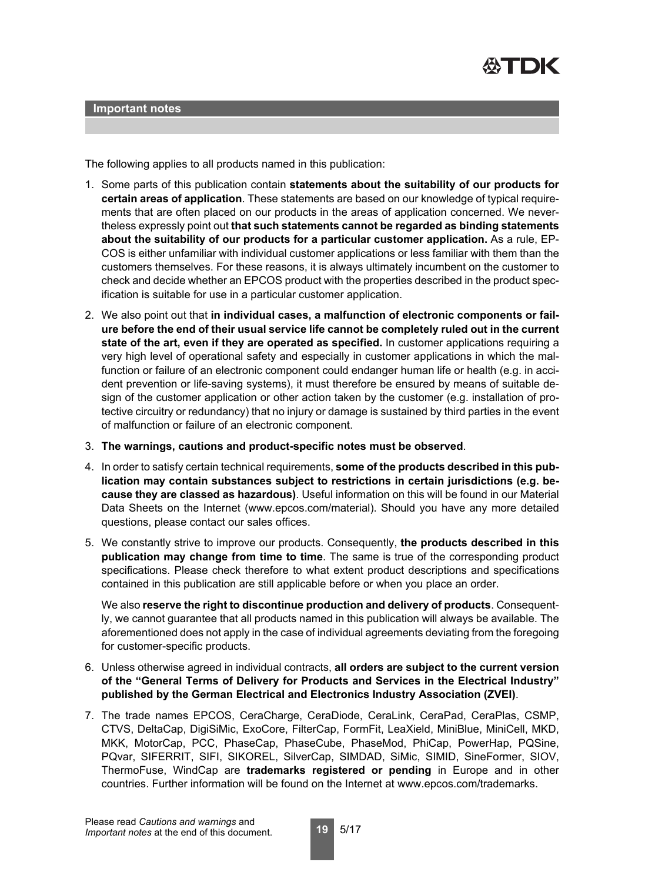## Important notes

The following applies to all products named in this publication:

1. Some parts of this publication contain **statements about the suitability of our products for certain areas of application**. These statements are based on our knowledge of typical requirements that are often placed on our products in the areas of application concerned. We nevertheless expressly point out **that such statements cannot be regarded as binding statements about the suitability of our products for a particular customer application.** As a rule, EPCOS is either unfamiliar with individual customer applications or less familiar with them than the customers themselves. For these reasons, it is always ultimately incumbent on the customer to check and decide whether an EPCOS product with the properties described in the product specification is suitable for use in a particular customer application.
2. We also point out that **in individual cases, a malfunction of electronic components or failure before the end of their usual service life cannot be completely ruled out in the current state of the art, even if they are operated as specified.** In customer applications requiring a very high level of operational safety and especially in customer applications in which the malfunction or failure of an electronic component could endanger human life or health (e.g. in accident prevention or life-saving systems), it must therefore be ensured by means of suitable design of the customer application or other action taken by the customer (e.g. installation of protective circuitry or redundancy) that no injury or damage is sustained by third parties in the event of malfunction or failure of an electronic component.
3. **The warnings, cautions and product-specific notes must be observed**.
4. In order to satisfy certain technical requirements, **some of the products described in this publication may contain substances subject to restrictions in certain jurisdictions (e.g. because they are classed as hazardous)**. Useful information on this will be found in our Material Data Sheets on the Internet (www.epcos.com/material). Should you have any more detailed questions, please contact our sales offices.
5. We constantly strive to improve our products. Consequently, **the products described in this publication may change from time to time**. The same is true of the corresponding product specifications. Please check therefore to what extent product descriptions and specifications contained in this publication are still applicable before or when you place an order.

   We also **reserve the right to discontinue production and delivery of products**. Consequently, we cannot guarantee that all products named in this publication will always be available. The aforementioned does not apply in the case of individual agreements deviating from the foregoing for customer-specific products.
6. Unless otherwise agreed in individual contracts, **all orders are subject to the current version of the "General Terms of Delivery for Products and Services in the Electrical Industry" published by the German Electrical and Electronics Industry Association (ZVEI)**.
7. The trade names EPCOS, CeraCharge, CeraDiode, CeraLink, CeraPad, CeraPlas, CSMP, CTVS, DeltaCap, DigiSiMic, ExoCore, FilterCap, FormFit, LeaXield, MiniBlue, MiniCell, MKD, MKK, MotorCap, PCC, PhaseCap, PhaseCube, PhaseMod, PhiCap, PowerHap, PQSine, PQvar, SIFERRIT, SIFI, SIKOREL, SilverCap, SIMDAD, SiMic, SIMID, SineFormer, SIOV, ThermoFuse, WindCap are **trademarks registered or pending** in Europe and in other countries. Further information will be found on the Internet at www.epcos.com/trademarks.